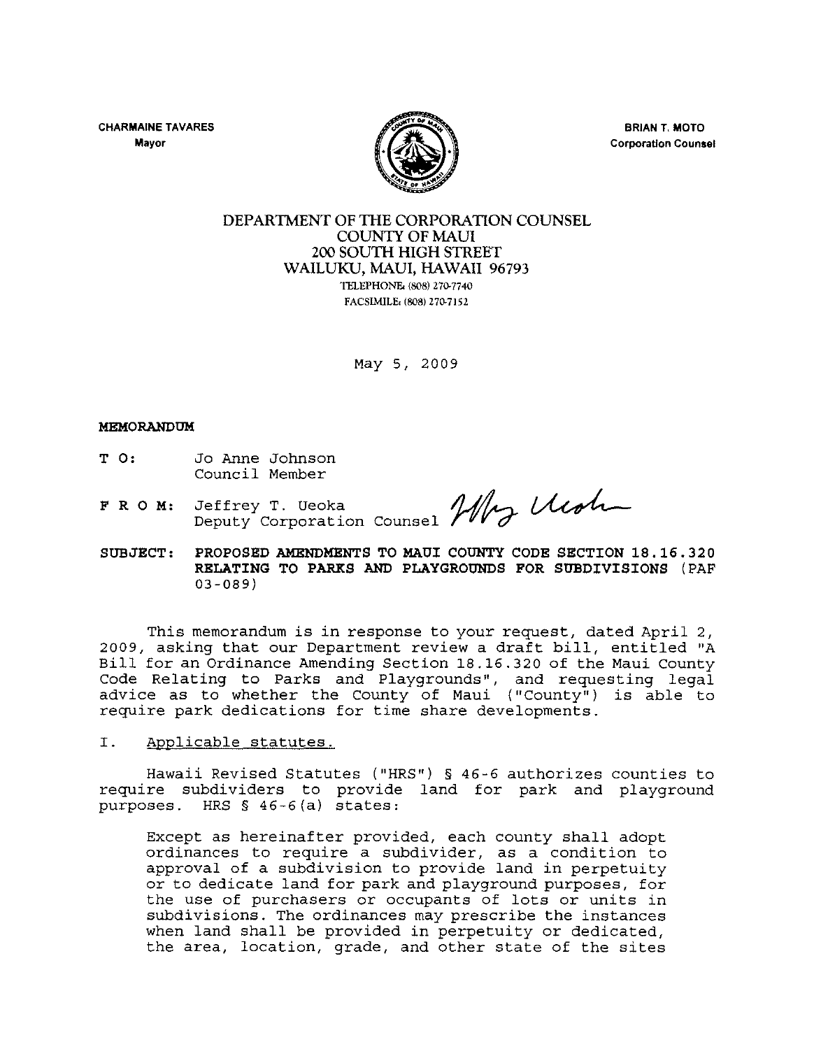CHARMAINE TAVARES
Mayor

BRIAN T. MOTO
Corporation Counsel

DEPARTMENT OF THE CORPORATION COUNSEL
COUNTY OF MAUI
200 SOUTH HIGH STREET
WAILUKU, MAUI, HAWAII 96793
TELEPHONE: (808) 270-7740
FACSIMILE: (808) 270-7152

May 5, 2009

**MEMORANDUM**

**T O:** Jo Anne Johnson
Council Member

**F R O M:** Jeffrey T. Ueoka
Deputy Corporation Counsel

**SUBJECT: PROPOSED AMENDMENTS TO MAUI COUNTY CODE SECTION 18.16.320 RELATING TO PARKS AND PLAYGROUNDS FOR SUBDIVISIONS** (PAF 03-089)

This memorandum is in response to your request, dated April 2, 2009, asking that our Department review a draft bill, entitled "A Bill for an Ordinance Amending Section 18.16.320 of the Maui County Code Relating to Parks and Playgrounds", and requesting legal advice as to whether the County of Maui ("County") is able to require park dedications for time share developments.

I. Applicable statutes.

Hawaii Revised Statutes ("HRS") § 46-6 authorizes counties to require subdividers to provide land for park and playground purposes. HRS § 46-6(a) states:

> Except as hereinafter provided, each county shall adopt ordinances to require a subdivider, as a condition to approval of a subdivision to provide land in perpetuity or to dedicate land for park and playground purposes, for the use of purchasers or occupants of lots or units in subdivisions. The ordinances may prescribe the instances when land shall be provided in perpetuity or dedicated, the area, location, grade, and other state of the sites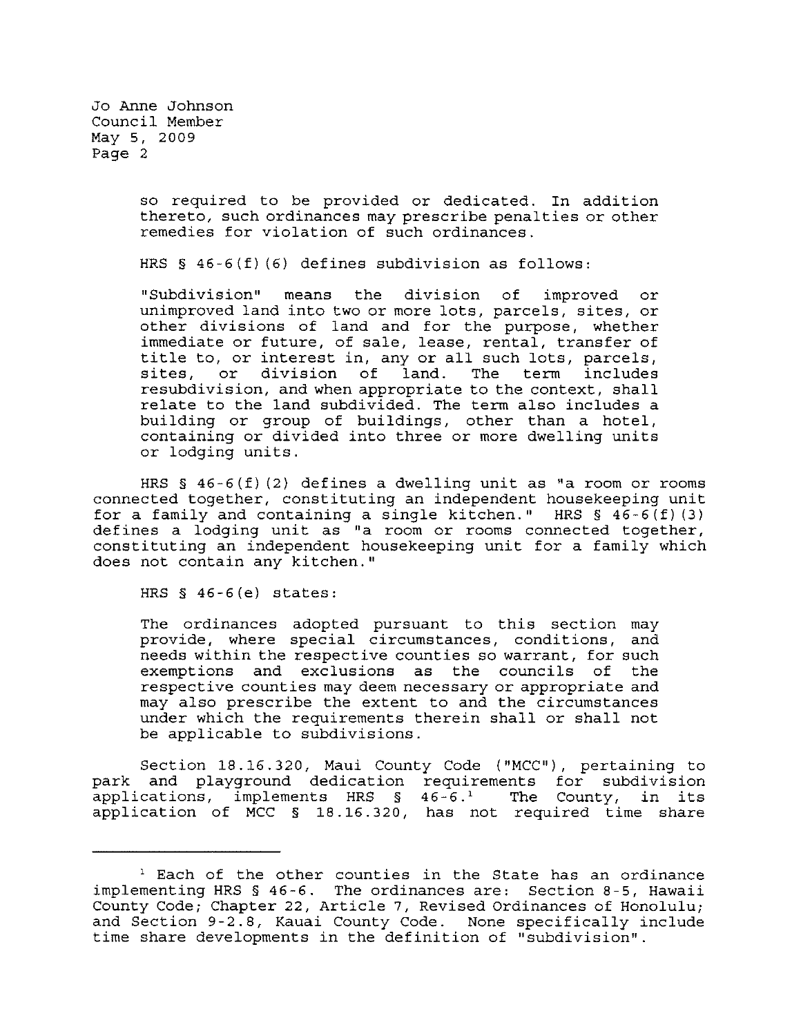so required to be provided or dedicated. In addition thereto, such ordinances may prescribe penalties or other remedies for violation of such ordinances.

HRS § 46-6(f)(6) defines subdivision as follows:

> "Subdivision" means the division of improved or unimproved land into two or more lots, parcels, sites, or other divisions of land and for the purpose, whether immediate or future, of sale, lease, rental, transfer of title to, or interest in, any or all such lots, parcels, sites, or division of land. The term includes resubdivision, and when appropriate to the context, shall relate to the land subdivided. The term also includes a building or group of buildings, other than a hotel, containing or divided into three or more dwelling units or lodging units.

HRS § 46-6(f)(2) defines a dwelling unit as "a room or rooms connected together, constituting an independent housekeeping unit for a family and containing a single kitchen." HRS § 46-6(f)(3) defines a lodging unit as "a room or rooms connected together, constituting an independent housekeeping unit for a family which does not contain any kitchen."

HRS § 46-6(e) states:

> The ordinances adopted pursuant to this section may provide, where special circumstances, conditions, and needs within the respective counties so warrant, for such exemptions and exclusions as the councils of the respective counties may deem necessary or appropriate and may also prescribe the extent to and the circumstances under which the requirements therein shall or shall not be applicable to subdivisions.

Section 18.16.320, Maui County Code ("MCC"), pertaining to park and playground dedication requirements for subdivision applications, implements HRS § 46-6.[1] The County, in its application of MCC § 18.16.320, has not required time share

---

[1] Each of the other counties in the State has an ordinance implementing HRS § 46-6. The ordinances are: Section 8-5, Hawaii County Code; Chapter 22, Article 7, Revised Ordinances of Honolulu; and Section 9-2.8, Kauai County Code. None specifically include time share developments in the definition of "subdivision".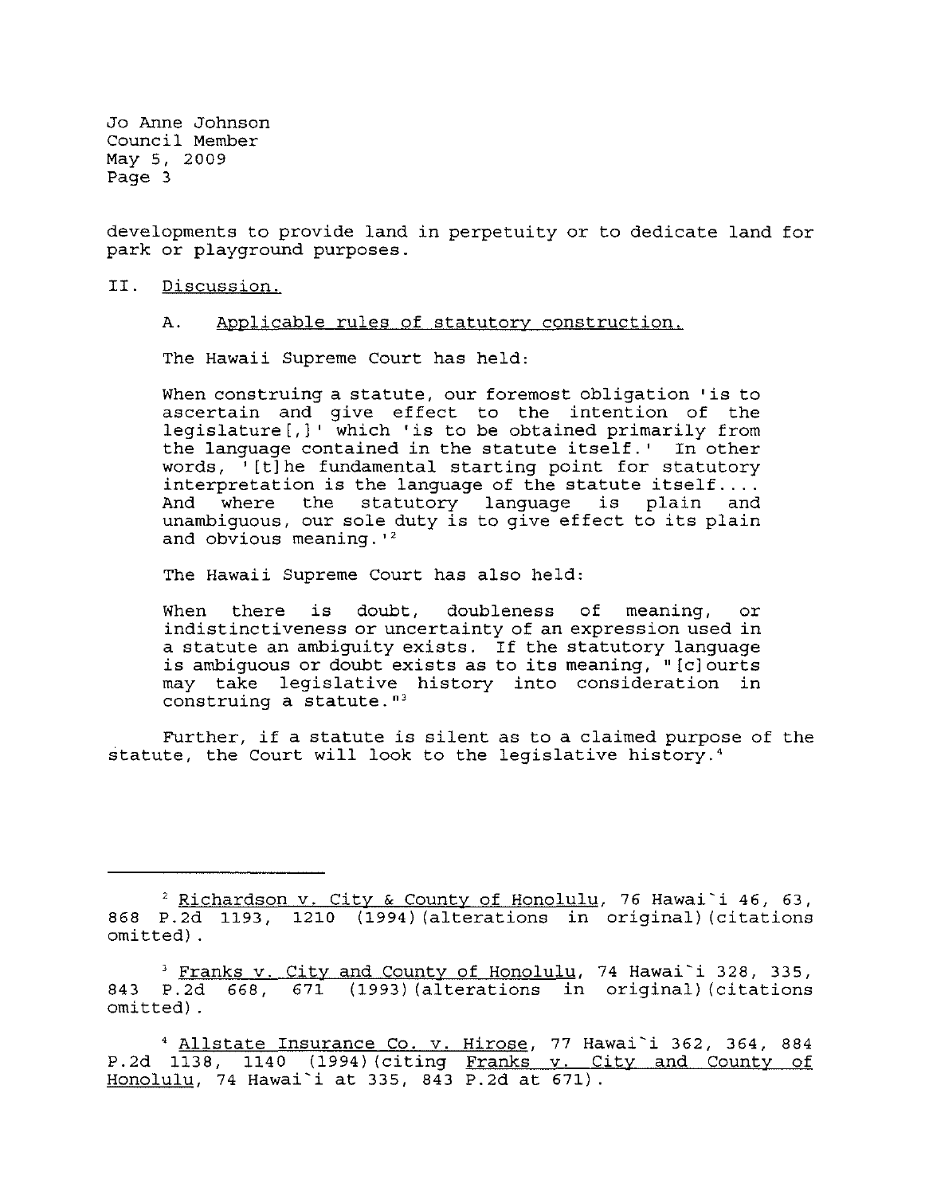developments to provide land in perpetuity or to dedicate land for park or playground purposes.

## II. Discussion.

### A. Applicable rules of statutory construction.

The Hawaii Supreme Court has held:

> When construing a statute, our foremost obligation 'is to ascertain and give effect to the intention of the legislature[,]' which 'is to be obtained primarily from the language contained in the statute itself.' In other words, '[t]he fundamental starting point for statutory interpretation is the language of the statute itself.... And where the statutory language is plain and unambiguous, our sole duty is to give effect to its plain and obvious meaning.'[2]

The Hawaii Supreme Court has also held:

> When there is doubt, doubleness of meaning, or indistinctiveness or uncertainty of an expression used in a statute an ambiguity exists. If the statutory language is ambiguous or doubt exists as to its meaning, "[c]ourts may take legislative history into consideration in construing a statute."[3]

Further, if a statute is silent as to a claimed purpose of the statute, the Court will look to the legislative history.[4]

---

[2] Richardson v. City & County of Honolulu, 76 Hawai`i 46, 63, 868 P.2d 1193, 1210 (1994)(alterations in original)(citations omitted).

[3] Franks v. City and County of Honolulu, 74 Hawai`i 328, 335, 843 P.2d 668, 671 (1993)(alterations in original)(citations omitted).

[4] Allstate Insurance Co. v. Hirose, 77 Hawai`i 362, 364, 884 P.2d 1138, 1140 (1994)(citing Franks v. City and County of Honolulu, 74 Hawai`i at 335, 843 P.2d at 671).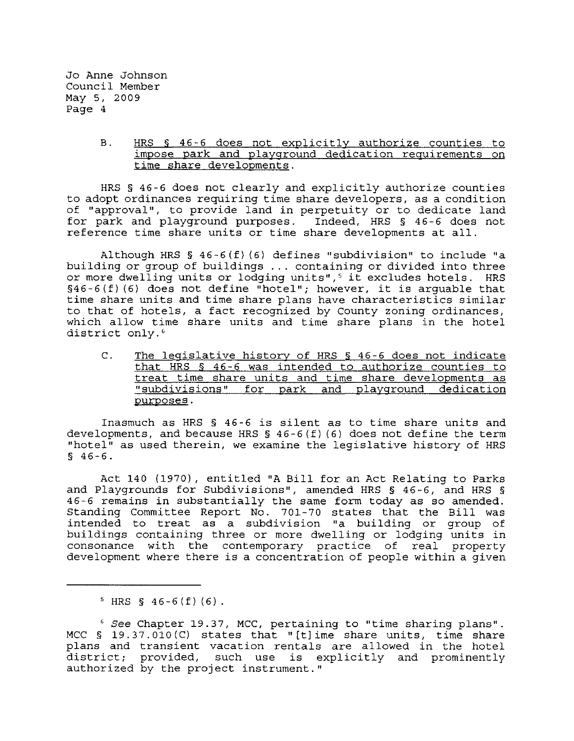B. <u>HRS § 46-6 does not explicitly authorize counties to impose park and playground dedication requirements on time share developments</u>.

HRS § 46-6 does not clearly and explicitly authorize counties to adopt ordinances requiring time share developers, as a condition of "approval", to provide land in perpetuity or to dedicate land for park and playground purposes. Indeed, HRS § 46-6 does not reference time share units or time share developments at all.

Although HRS § 46-6(f)(6) defines "subdivision" to include "a building or group of buildings ... containing or divided into three or more dwelling units or lodging units",[5] it excludes hotels. HRS §46-6(f)(6) does not define "hotel"; however, it is arguable that time share units and time share plans have characteristics similar to that of hotels, a fact recognized by County zoning ordinances, which allow time share units and time share plans in the hotel district only.[6]

C. <u>The legislative history of HRS § 46-6 does not indicate that HRS § 46-6 was intended to authorize counties to treat time share units and time share developments as "subdivisions" for park and playground dedication purposes</u>.

Inasmuch as HRS § 46-6 is silent as to time share units and developments, and because HRS § 46-6(f)(6) does not define the term "hotel" as used therein, we examine the legislative history of HRS § 46-6.

Act 140 (1970), entitled "A Bill for an Act Relating to Parks and Playgrounds for Subdivisions", amended HRS § 46-6, and HRS § 46-6 remains in substantially the same form today as so amended. Standing Committee Report No. 701-70 states that the Bill was intended to treat as a subdivision "a building or group of buildings containing three or more dwelling or lodging units in consonance with the contemporary practice of real property development where there is a concentration of people within a given

---

[5] HRS § 46-6(f)(6).

[6] *See* Chapter 19.37, MCC, pertaining to "time sharing plans". MCC § 19.37.010(C) states that "[t]ime share units, time share plans and transient vacation rentals are allowed in the hotel district; provided, such use is explicitly and prominently authorized by the project instrument."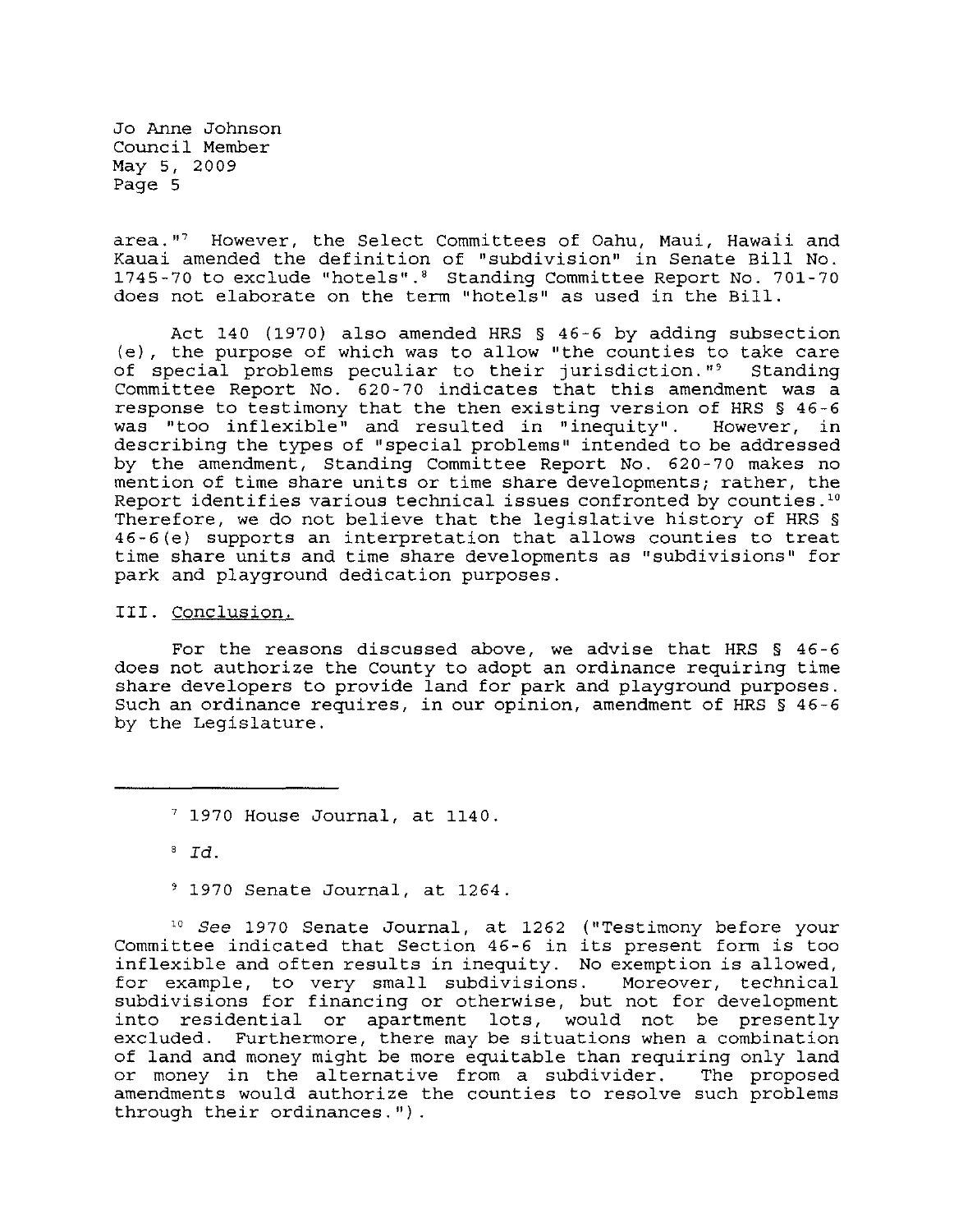area."[7] However, the Select Committees of Oahu, Maui, Hawaii and Kauai amended the definition of "subdivision" in Senate Bill No. 1745-70 to exclude "hotels".[8] Standing Committee Report No. 701-70 does not elaborate on the term "hotels" as used in the Bill.

Act 140 (1970) also amended HRS § 46-6 by adding subsection (e), the purpose of which was to allow "the counties to take care of special problems peculiar to their jurisdiction."[9] Standing Committee Report No. 620-70 indicates that this amendment was a response to testimony that the then existing version of HRS § 46-6 was "too inflexible" and resulted in "inequity". However, in describing the types of "special problems" intended to be addressed by the amendment, Standing Committee Report No. 620-70 makes no mention of time share units or time share developments; rather, the Report identifies various technical issues confronted by counties.[10] Therefore, we do not believe that the legislative history of HRS § 46-6(e) supports an interpretation that allows counties to treat time share units and time share developments as "subdivisions" for park and playground dedication purposes.

## III. Conclusion.

For the reasons discussed above, we advise that HRS § 46-6 does not authorize the County to adopt an ordinance requiring time share developers to provide land for park and playground purposes. Such an ordinance requires, in our opinion, amendment of HRS § 46-6 by the Legislature.

---

[7] 1970 House Journal, at 1140.

[8] *Id.*

[9] 1970 Senate Journal, at 1264.

[10] *See* 1970 Senate Journal, at 1262 ("Testimony before your Committee indicated that Section 46-6 in its present form is too inflexible and often results in inequity. No exemption is allowed, for example, to very small subdivisions. Moreover, technical subdivisions for financing or otherwise, but not for development into residential or apartment lots, would not be presently excluded. Furthermore, there may be situations when a combination of land and money might be more equitable than requiring only land or money in the alternative from a subdivider. The proposed amendments would authorize the counties to resolve such problems through their ordinances.").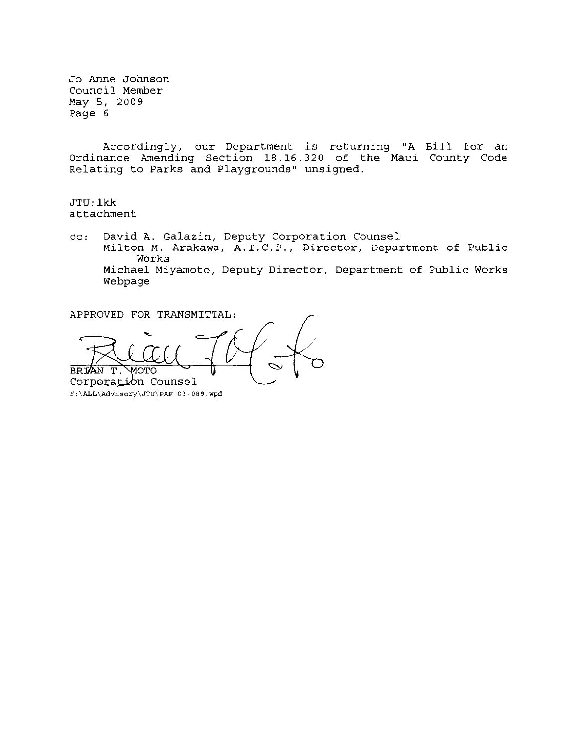Accordingly, our Department is returning "A Bill for an Ordinance Amending Section 18.16.320 of the Maui County Code Relating to Parks and Playgrounds" unsigned.

JTU:lkk
attachment

cc: David A. Galazin, Deputy Corporation Counsel
Milton M. Arakawa, A.I.C.P., Director, Department of Public Works
Michael Miyamoto, Deputy Director, Department of Public Works
Webpage

APPROVED FOR TRANSMITTAL:

BRIAN T. MOTO
Corporation Counsel

S:\ALL\Advisory\JTU\PAF 03-089.wpd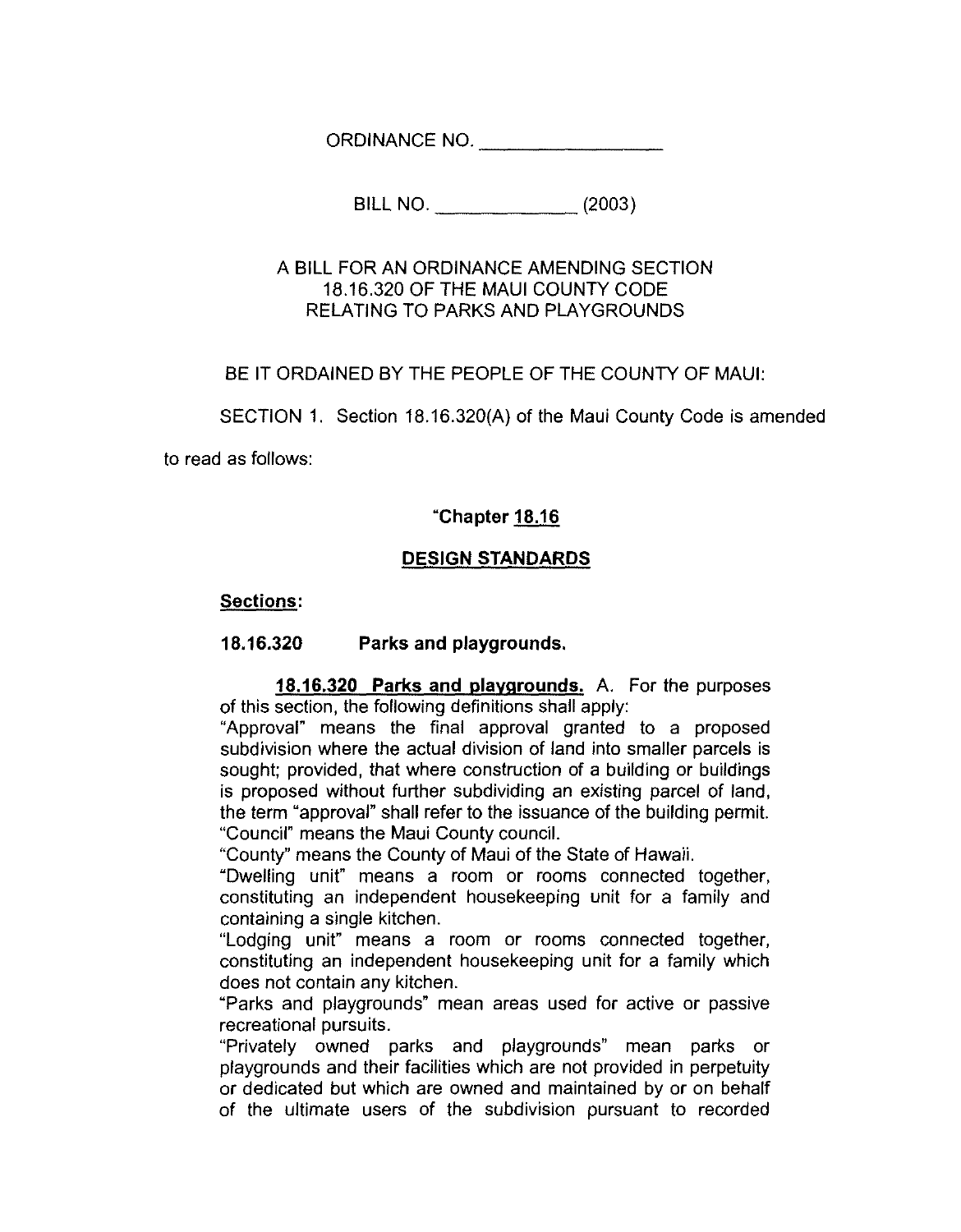ORDINANCE NO. ________________

BILL NO. ____________ (2003)

A BILL FOR AN ORDINANCE AMENDING SECTION 18.16.320 OF THE MAUI COUNTY CODE RELATING TO PARKS AND PLAYGROUNDS

BE IT ORDAINED BY THE PEOPLE OF THE COUNTY OF MAUI:

SECTION 1. Section 18.16.320(A) of the Maui County Code is amended to read as follows:

"**Chapter <u>18.16</u>**

**<u>DESIGN STANDARDS</u>**

**<u>Sections</u>:**

**18.16.320 Parks and playgrounds.**

**<u>18.16.320 Parks and playgrounds.</u>** A. For the purposes of this section, the following definitions shall apply:
"Approval" means the final approval granted to a proposed subdivision where the actual division of land into smaller parcels is sought; provided, that where construction of a building or buildings is proposed without further subdividing an existing parcel of land, the term "approval" shall refer to the issuance of the building permit.
"Council" means the Maui County council.
"County" means the County of Maui of the State of Hawaii.
"Dwelling unit" means a room or rooms connected together, constituting an independent housekeeping unit for a family and containing a single kitchen.
"Lodging unit" means a room or rooms connected together, constituting an independent housekeeping unit for a family which does not contain any kitchen.
"Parks and playgrounds" mean areas used for active or passive recreational pursuits.
"Privately owned parks and playgrounds" mean parks or playgrounds and their facilities which are not provided in perpetuity or dedicated but which are owned and maintained by or on behalf of the ultimate users of the subdivision pursuant to recorded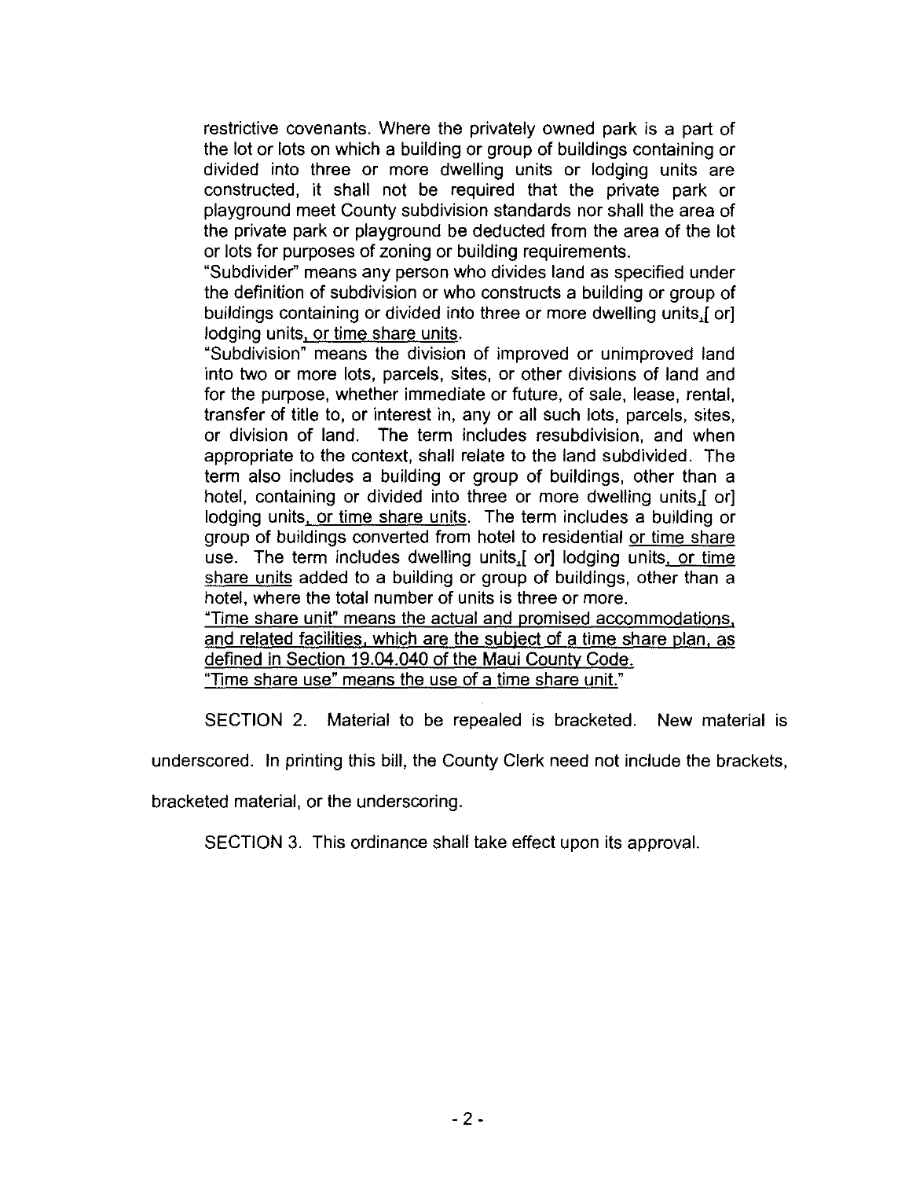restrictive covenants. Where the privately owned park is a part of the lot or lots on which a building or group of buildings containing or divided into three or more dwelling units or lodging units are constructed, it shall not be required that the private park or playground meet County subdivision standards nor shall the area of the private park or playground be deducted from the area of the lot or lots for purposes of zoning or building requirements.

"Subdivider" means any person who divides land as specified under the definition of subdivision or who constructs a building or group of buildings containing or divided into three or more dwelling units,[ or] lodging units, or time share units.

"Subdivision" means the division of improved or unimproved land into two or more lots, parcels, sites, or other divisions of land and for the purpose, whether immediate or future, of sale, lease, rental, transfer of title to, or interest in, any or all such lots, parcels, sites, or division of land. The term includes resubdivision, and when appropriate to the context, shall relate to the land subdivided. The term also includes a building or group of buildings, other than a hotel, containing or divided into three or more dwelling units,[ or] lodging units, or time share units. The term includes a building or group of buildings converted from hotel to residential or time share use. The term includes dwelling units,[ or] lodging units, or time share units added to a building or group of buildings, other than a hotel, where the total number of units is three or more.

"Time share unit" means the actual and promised accommodations, and related facilities, which are the subject of a time share plan, as defined in Section 19.04.040 of the Maui County Code.

"Time share use" means the use of a time share unit."

SECTION 2. Material to be repealed is bracketed. New material is underscored. In printing this bill, the County Clerk need not include the brackets, bracketed material, or the underscoring.

SECTION 3. This ordinance shall take effect upon its approval.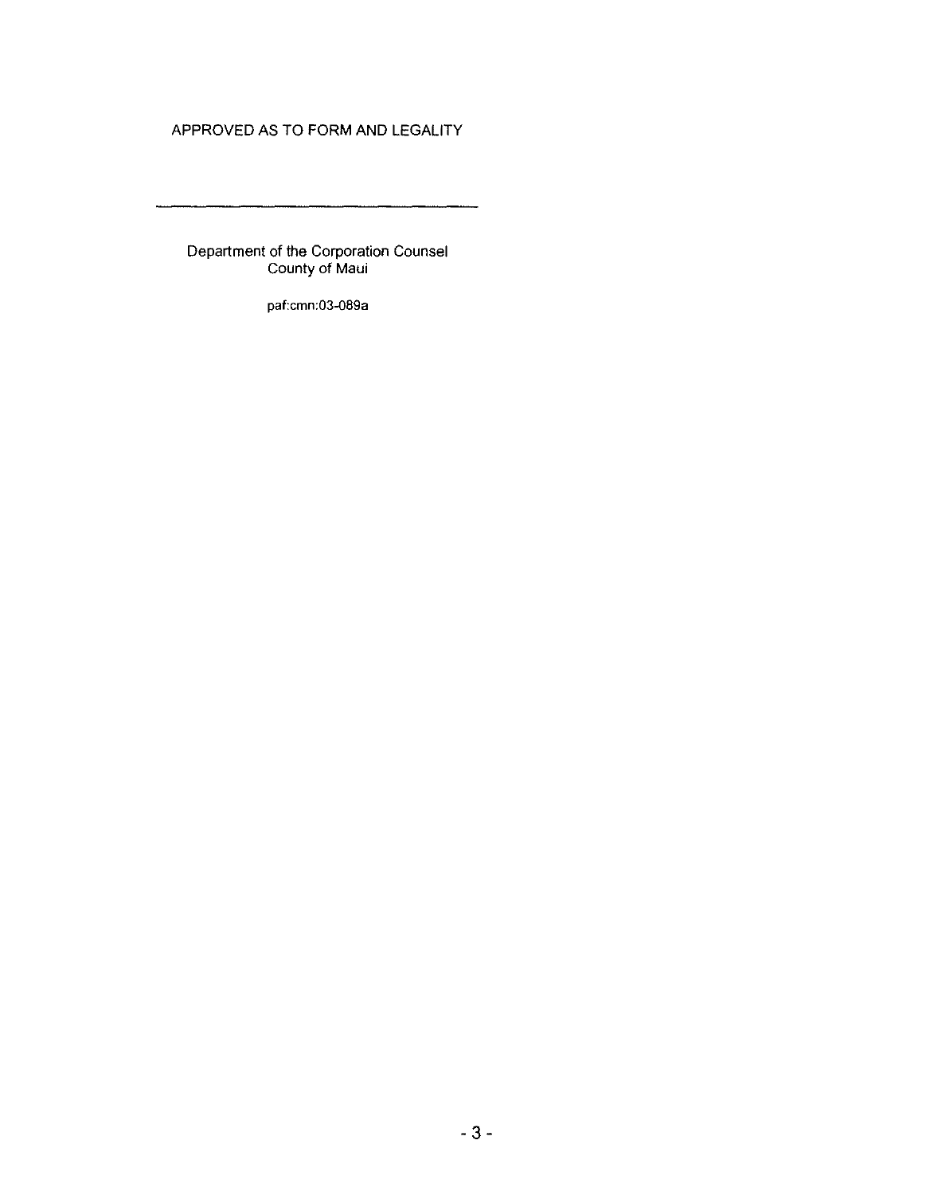APPROVED AS TO FORM AND LEGALITY

\_\_\_\_\_\_\_\_\_\_\_\_\_\_\_\_\_\_\_\_\_\_\_\_\_\_\_\_\_\_\_\_\_\_\_\_

Department of the Corporation Counsel
County of Maui

paf:cmn:03-089a